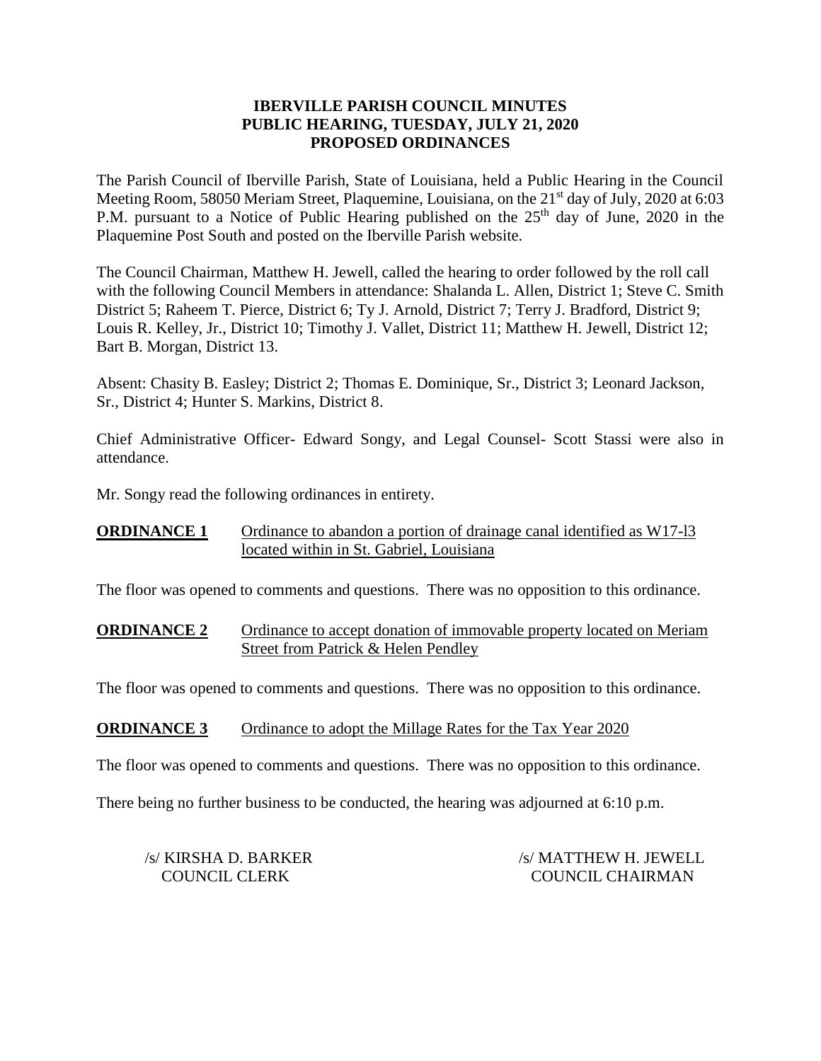**IBERVILLE PARISH COUNCIL MINUTES**
**PUBLIC HEARING, TUESDAY, JULY 21, 2020**
**PROPOSED ORDINANCES**

The Parish Council of Iberville Parish, State of Louisiana, held a Public Hearing in the Council Meeting Room, 58050 Meriam Street, Plaquemine, Louisiana, on the 21st day of July, 2020 at 6:03 P.M. pursuant to a Notice of Public Hearing published on the 25th day of June, 2020 in the Plaquemine Post South and posted on the Iberville Parish website.

The Council Chairman, Matthew H. Jewell, called the hearing to order followed by the roll call with the following Council Members in attendance: Shalanda L. Allen, District 1; Steve C. Smith District 5; Raheem T. Pierce, District 6; Ty J. Arnold, District 7; Terry J. Bradford, District 9; Louis R. Kelley, Jr., District 10; Timothy J. Vallet, District 11; Matthew H. Jewell, District 12; Bart B. Morgan, District 13.

Absent: Chasity B. Easley; District 2; Thomas E. Dominique, Sr., District 3; Leonard Jackson, Sr., District 4; Hunter S. Markins, District 8.

Chief Administrative Officer- Edward Songy, and Legal Counsel- Scott Stassi were also in attendance.

Mr. Songy read the following ordinances in entirety.

**ORDINANCE 1** Ordinance to abandon a portion of drainage canal identified as W17-l3 located within in St. Gabriel, Louisiana

The floor was opened to comments and questions. There was no opposition to this ordinance.

**ORDINANCE 2** Ordinance to accept donation of immovable property located on Meriam Street from Patrick & Helen Pendley

The floor was opened to comments and questions. There was no opposition to this ordinance.

**ORDINANCE 3** Ordinance to adopt the Millage Rates for the Tax Year 2020

The floor was opened to comments and questions. There was no opposition to this ordinance.

There being no further business to be conducted, the hearing was adjourned at 6:10 p.m.

/s/ KIRSHA D. BARKER
COUNCIL CLERK

/s/ MATTHEW H. JEWELL
COUNCIL CHAIRMAN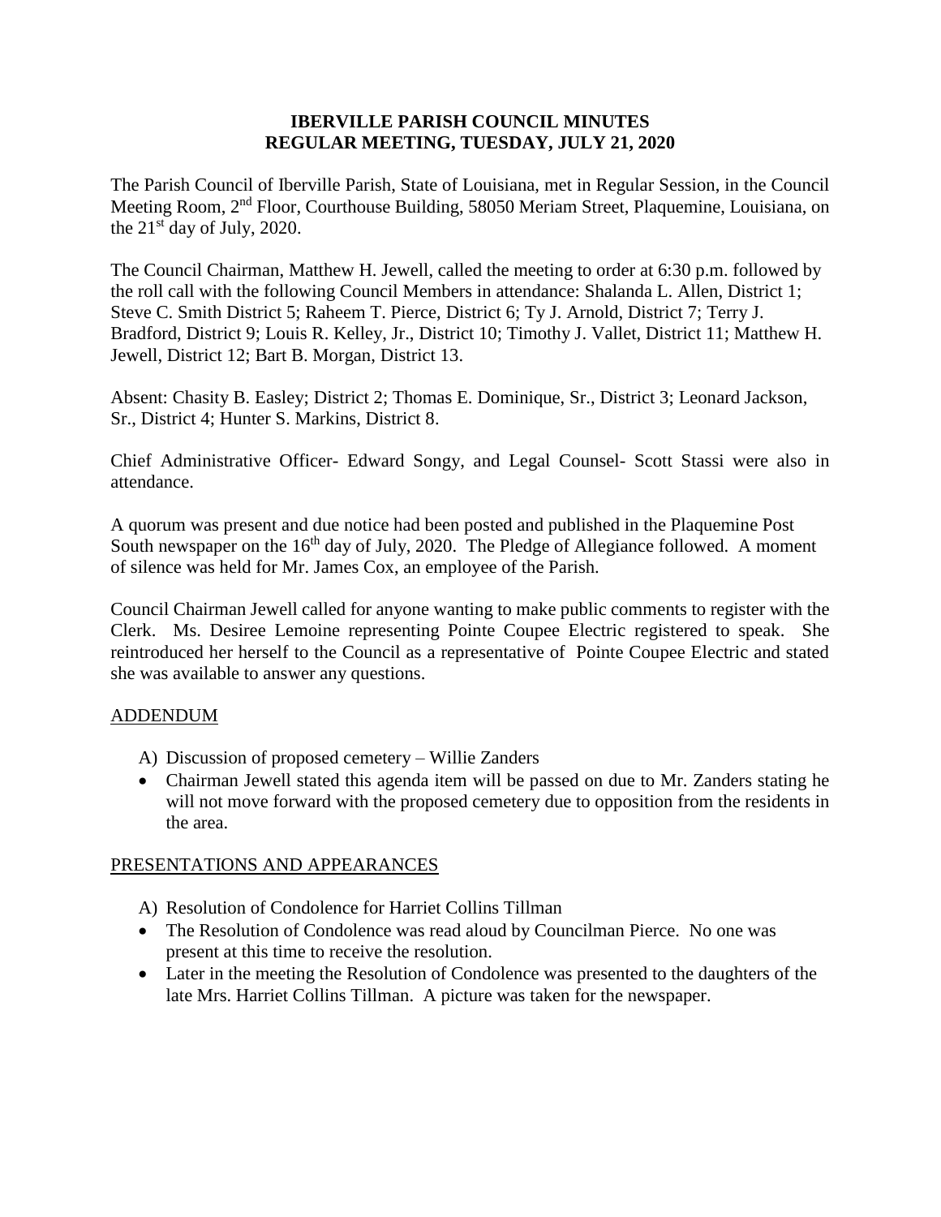**IBERVILLE PARISH COUNCIL MINUTES**
**REGULAR MEETING, TUESDAY, JULY 21, 2020**

The Parish Council of Iberville Parish, State of Louisiana, met in Regular Session, in the Council Meeting Room, 2nd Floor, Courthouse Building, 58050 Meriam Street, Plaquemine, Louisiana, on the 21st day of July, 2020.

The Council Chairman, Matthew H. Jewell, called the meeting to order at 6:30 p.m. followed by the roll call with the following Council Members in attendance: Shalanda L. Allen, District 1; Steve C. Smith District 5; Raheem T. Pierce, District 6; Ty J. Arnold, District 7; Terry J. Bradford, District 9; Louis R. Kelley, Jr., District 10; Timothy J. Vallet, District 11; Matthew H. Jewell, District 12; Bart B. Morgan, District 13.

Absent: Chasity B. Easley; District 2; Thomas E. Dominique, Sr., District 3; Leonard Jackson, Sr., District 4; Hunter S. Markins, District 8.

Chief Administrative Officer- Edward Songy, and Legal Counsel- Scott Stassi were also in attendance.

A quorum was present and due notice had been posted and published in the Plaquemine Post South newspaper on the 16th day of July, 2020. The Pledge of Allegiance followed. A moment of silence was held for Mr. James Cox, an employee of the Parish.

Council Chairman Jewell called for anyone wanting to make public comments to register with the Clerk. Ms. Desiree Lemoine representing Pointe Coupee Electric registered to speak. She reintroduced her herself to the Council as a representative of Pointe Coupee Electric and stated she was available to answer any questions.

ADDENDUM

A) Discussion of proposed cemetery – Willie Zanders

- Chairman Jewell stated this agenda item will be passed on due to Mr. Zanders stating he will not move forward with the proposed cemetery due to opposition from the residents in the area.

PRESENTATIONS AND APPEARANCES

A) Resolution of Condolence for Harriet Collins Tillman

- The Resolution of Condolence was read aloud by Councilman Pierce. No one was present at this time to receive the resolution.
- Later in the meeting the Resolution of Condolence was presented to the daughters of the late Mrs. Harriet Collins Tillman. A picture was taken for the newspaper.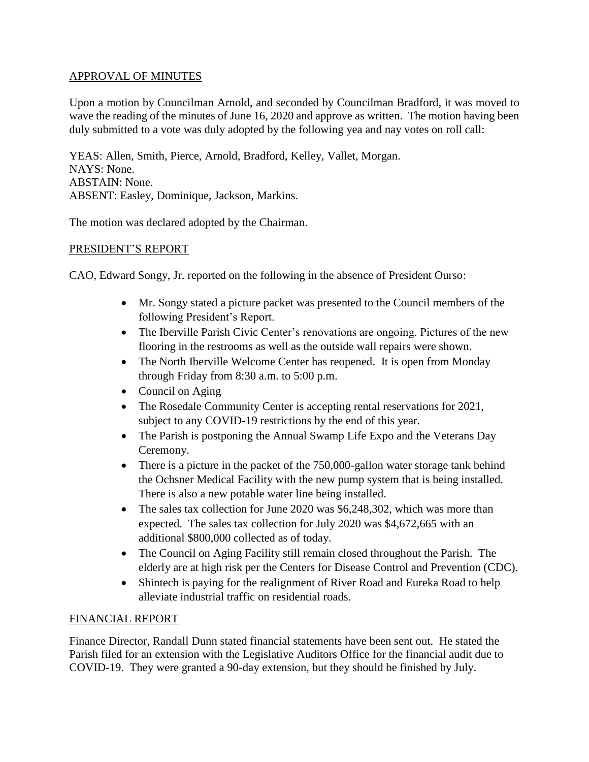## APPROVAL OF MINUTES

Upon a motion by Councilman Arnold, and seconded by Councilman Bradford, it was moved to wave the reading of the minutes of June 16, 2020 and approve as written. The motion having been duly submitted to a vote was duly adopted by the following yea and nay votes on roll call:

YEAS: Allen, Smith, Pierce, Arnold, Bradford, Kelley, Vallet, Morgan.
NAYS: None.
ABSTAIN: None.
ABSENT: Easley, Dominique, Jackson, Markins.

The motion was declared adopted by the Chairman.

## PRESIDENT'S REPORT

CAO, Edward Songy, Jr. reported on the following in the absence of President Ourso:

- Mr. Songy stated a picture packet was presented to the Council members of the following President's Report.
- The Iberville Parish Civic Center's renovations are ongoing. Pictures of the new flooring in the restrooms as well as the outside wall repairs were shown.
- The North Iberville Welcome Center has reopened. It is open from Monday through Friday from 8:30 a.m. to 5:00 p.m.
- Council on Aging
- The Rosedale Community Center is accepting rental reservations for 2021, subject to any COVID-19 restrictions by the end of this year.
- The Parish is postponing the Annual Swamp Life Expo and the Veterans Day Ceremony.
- There is a picture in the packet of the 750,000-gallon water storage tank behind the Ochsner Medical Facility with the new pump system that is being installed. There is also a new potable water line being installed.
- The sales tax collection for June 2020 was $6,248,302, which was more than expected. The sales tax collection for July 2020 was $4,672,665 with an additional $800,000 collected as of today.
- The Council on Aging Facility still remain closed throughout the Parish. The elderly are at high risk per the Centers for Disease Control and Prevention (CDC).
- Shintech is paying for the realignment of River Road and Eureka Road to help alleviate industrial traffic on residential roads.

## FINANCIAL REPORT

Finance Director, Randall Dunn stated financial statements have been sent out. He stated the Parish filed for an extension with the Legislative Auditors Office for the financial audit due to COVID-19. They were granted a 90-day extension, but they should be finished by July.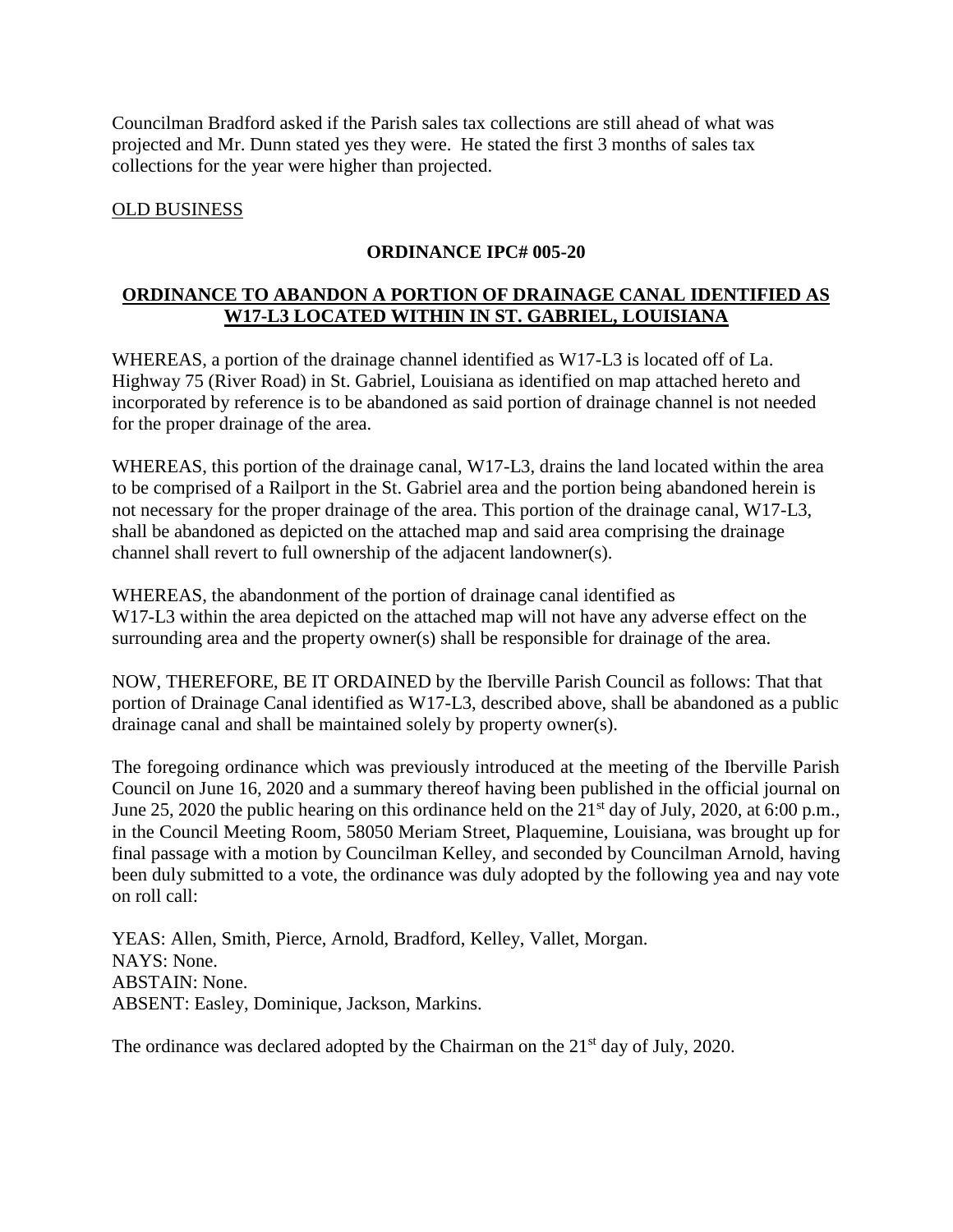Councilman Bradford asked if the Parish sales tax collections are still ahead of what was projected and Mr. Dunn stated yes they were. He stated the first 3 months of sales tax collections for the year were higher than projected.

<u>OLD BUSINESS</u>

**ORDINANCE IPC# 005-20**

**<u>ORDINANCE TO ABANDON A PORTION OF DRAINAGE CANAL IDENTIFIED AS W17-L3 LOCATED WITHIN IN ST. GABRIEL, LOUISIANA</u>**

WHEREAS, a portion of the drainage channel identified as W17-L3 is located off of La. Highway 75 (River Road) in St. Gabriel, Louisiana as identified on map attached hereto and incorporated by reference is to be abandoned as said portion of drainage channel is not needed for the proper drainage of the area.

WHEREAS, this portion of the drainage canal, W17-L3, drains the land located within the area to be comprised of a Railport in the St. Gabriel area and the portion being abandoned herein is not necessary for the proper drainage of the area. This portion of the drainage canal, W17-L3, shall be abandoned as depicted on the attached map and said area comprising the drainage channel shall revert to full ownership of the adjacent landowner(s).

WHEREAS, the abandonment of the portion of drainage canal identified as W17-L3 within the area depicted on the attached map will not have any adverse effect on the surrounding area and the property owner(s) shall be responsible for drainage of the area.

NOW, THEREFORE, BE IT ORDAINED by the Iberville Parish Council as follows: That that portion of Drainage Canal identified as W17-L3, described above, shall be abandoned as a public drainage canal and shall be maintained solely by property owner(s).

The foregoing ordinance which was previously introduced at the meeting of the Iberville Parish Council on June 16, 2020 and a summary thereof having been published in the official journal on June 25, 2020 the public hearing on this ordinance held on the 21st day of July, 2020, at 6:00 p.m., in the Council Meeting Room, 58050 Meriam Street, Plaquemine, Louisiana, was brought up for final passage with a motion by Councilman Kelley, and seconded by Councilman Arnold, having been duly submitted to a vote, the ordinance was duly adopted by the following yea and nay vote on roll call:

YEAS: Allen, Smith, Pierce, Arnold, Bradford, Kelley, Vallet, Morgan.
NAYS: None.
ABSTAIN: None.
ABSENT: Easley, Dominique, Jackson, Markins.

The ordinance was declared adopted by the Chairman on the 21st day of July, 2020.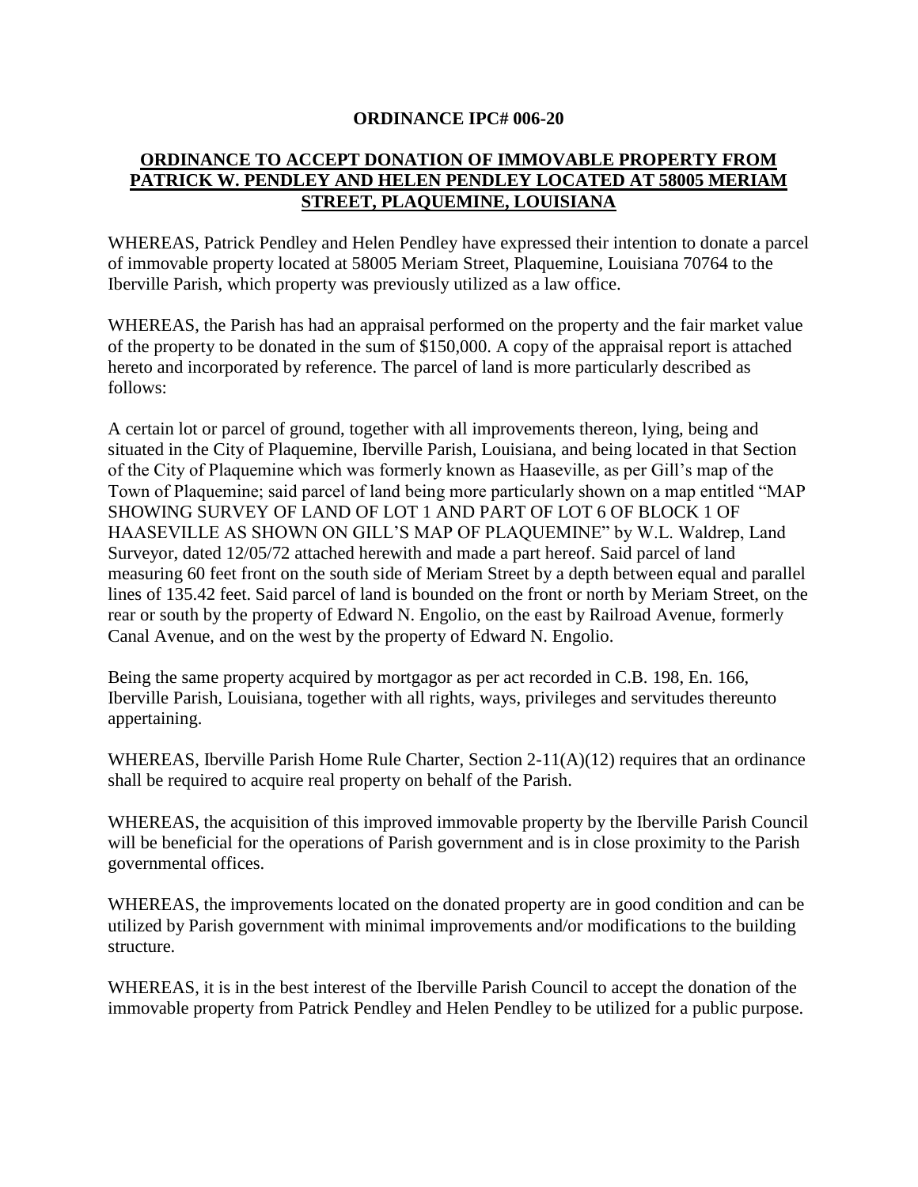**ORDINANCE IPC# 006-20**

**ORDINANCE TO ACCEPT DONATION OF IMMOVABLE PROPERTY FROM PATRICK W. PENDLEY AND HELEN PENDLEY LOCATED AT 58005 MERIAM STREET, PLAQUEMINE, LOUISIANA**

WHEREAS, Patrick Pendley and Helen Pendley have expressed their intention to donate a parcel of immovable property located at 58005 Meriam Street, Plaquemine, Louisiana 70764 to the Iberville Parish, which property was previously utilized as a law office.

WHEREAS, the Parish has had an appraisal performed on the property and the fair market value of the property to be donated in the sum of $150,000. A copy of the appraisal report is attached hereto and incorporated by reference. The parcel of land is more particularly described as follows:

A certain lot or parcel of ground, together with all improvements thereon, lying, being and situated in the City of Plaquemine, Iberville Parish, Louisiana, and being located in that Section of the City of Plaquemine which was formerly known as Haaseville, as per Gill's map of the Town of Plaquemine; said parcel of land being more particularly shown on a map entitled "MAP SHOWING SURVEY OF LAND OF LOT 1 AND PART OF LOT 6 OF BLOCK 1 OF HAASEVILLE AS SHOWN ON GILL'S MAP OF PLAQUEMINE" by W.L. Waldrep, Land Surveyor, dated 12/05/72 attached herewith and made a part hereof. Said parcel of land measuring 60 feet front on the south side of Meriam Street by a depth between equal and parallel lines of 135.42 feet. Said parcel of land is bounded on the front or north by Meriam Street, on the rear or south by the property of Edward N. Engolio, on the east by Railroad Avenue, formerly Canal Avenue, and on the west by the property of Edward N. Engolio.

Being the same property acquired by mortgagor as per act recorded in C.B. 198, En. 166, Iberville Parish, Louisiana, together with all rights, ways, privileges and servitudes thereunto appertaining.

WHEREAS, Iberville Parish Home Rule Charter, Section 2-11(A)(12) requires that an ordinance shall be required to acquire real property on behalf of the Parish.

WHEREAS, the acquisition of this improved immovable property by the Iberville Parish Council will be beneficial for the operations of Parish government and is in close proximity to the Parish governmental offices.

WHEREAS, the improvements located on the donated property are in good condition and can be utilized by Parish government with minimal improvements and/or modifications to the building structure.

WHEREAS, it is in the best interest of the Iberville Parish Council to accept the donation of the immovable property from Patrick Pendley and Helen Pendley to be utilized for a public purpose.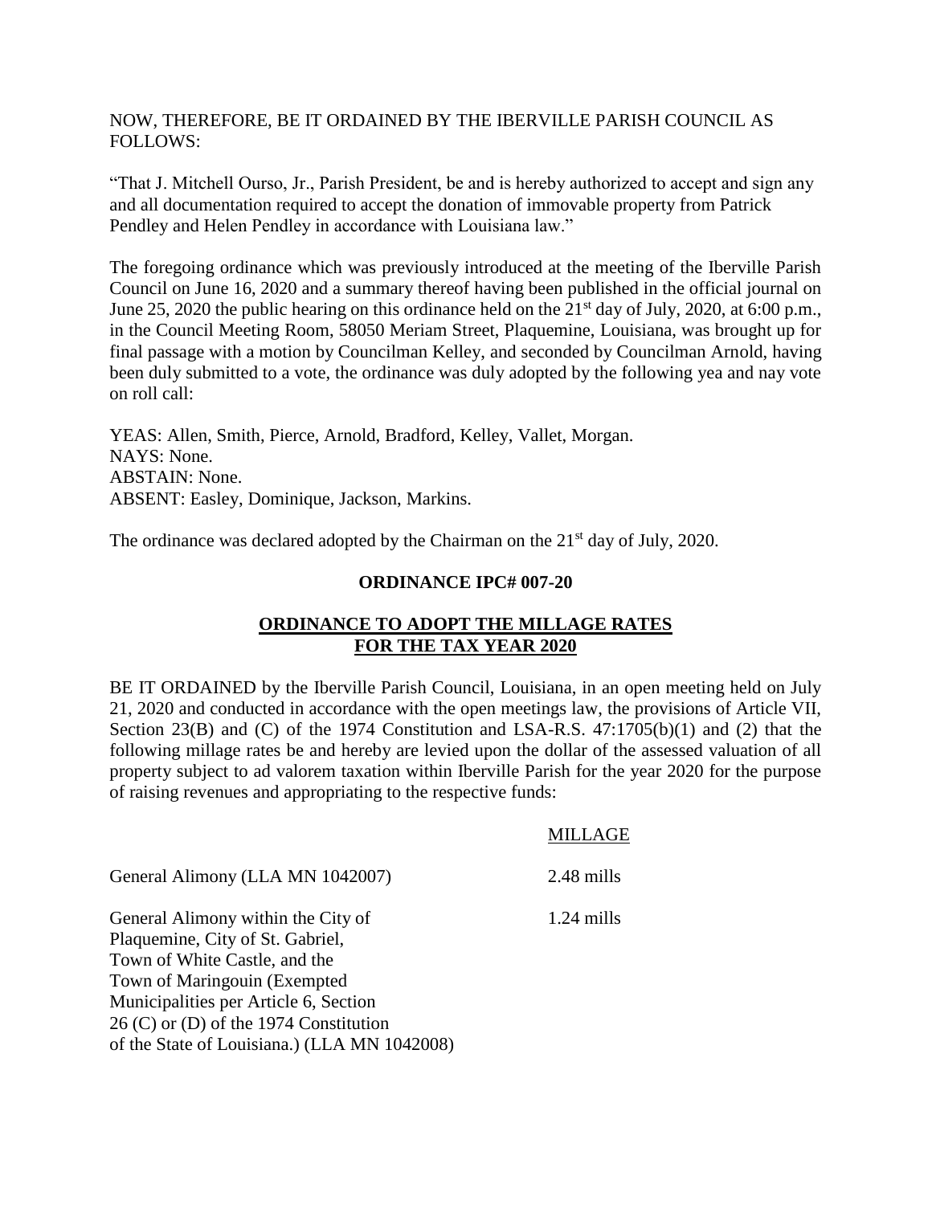NOW, THEREFORE, BE IT ORDAINED BY THE IBERVILLE PARISH COUNCIL AS FOLLOWS:

"That J. Mitchell Ourso, Jr., Parish President, be and is hereby authorized to accept and sign any and all documentation required to accept the donation of immovable property from Patrick Pendley and Helen Pendley in accordance with Louisiana law."

The foregoing ordinance which was previously introduced at the meeting of the Iberville Parish Council on June 16, 2020 and a summary thereof having been published in the official journal on June 25, 2020 the public hearing on this ordinance held on the 21st day of July, 2020, at 6:00 p.m., in the Council Meeting Room, 58050 Meriam Street, Plaquemine, Louisiana, was brought up for final passage with a motion by Councilman Kelley, and seconded by Councilman Arnold, having been duly submitted to a vote, the ordinance was duly adopted by the following yea and nay vote on roll call:

YEAS: Allen, Smith, Pierce, Arnold, Bradford, Kelley, Vallet, Morgan.
NAYS: None.
ABSTAIN: None.
ABSENT: Easley, Dominique, Jackson, Markins.

The ordinance was declared adopted by the Chairman on the 21st day of July, 2020.

**ORDINANCE IPC# 007-20**

**ORDINANCE TO ADOPT THE MILLAGE RATES FOR THE TAX YEAR 2020**

BE IT ORDAINED by the Iberville Parish Council, Louisiana, in an open meeting held on July 21, 2020 and conducted in accordance with the open meetings law, the provisions of Article VII, Section 23(B) and (C) of the 1974 Constitution and LSA-R.S. 47:1705(b)(1) and (2) that the following millage rates be and hereby are levied upon the dollar of the assessed valuation of all property subject to ad valorem taxation within Iberville Parish for the year 2020 for the purpose of raising revenues and appropriating to the respective funds:

| | MILLAGE |
|---|---|
| General Alimony (LLA MN 1042007) | 2.48 mills |
| General Alimony within the City of Plaquemine, City of St. Gabriel, Town of White Castle, and the Town of Maringouin (Exempted Municipalities per Article 6, Section 26 (C) or (D) of the 1974 Constitution of the State of Louisiana.) (LLA MN 1042008) | 1.24 mills |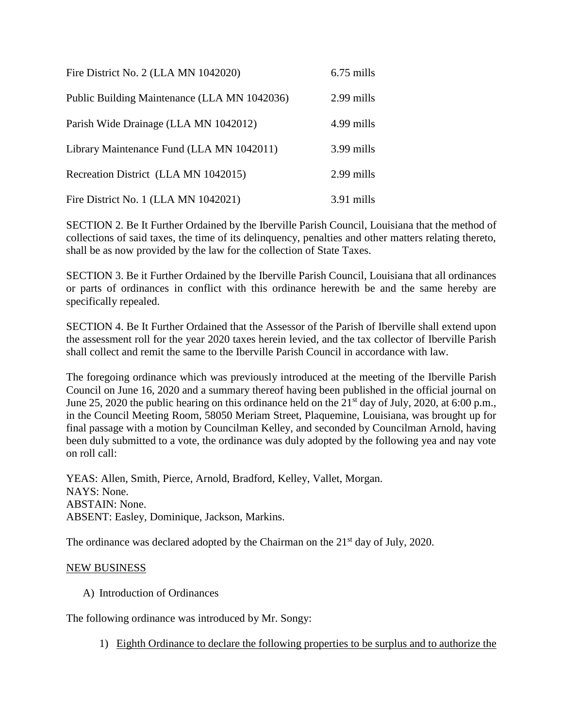| | |
|---|---|
| Fire District No. 2 (LLA MN 1042020) | 6.75 mills |
| Public Building Maintenance (LLA MN 1042036) | 2.99 mills |
| Parish Wide Drainage (LLA MN 1042012) | 4.99 mills |
| Library Maintenance Fund (LLA MN 1042011) | 3.99 mills |
| Recreation District (LLA MN 1042015) | 2.99 mills |
| Fire District No. 1 (LLA MN 1042021) | 3.91 mills |

SECTION 2. Be It Further Ordained by the Iberville Parish Council, Louisiana that the method of collections of said taxes, the time of its delinquency, penalties and other matters relating thereto, shall be as now provided by the law for the collection of State Taxes.

SECTION 3. Be it Further Ordained by the Iberville Parish Council, Louisiana that all ordinances or parts of ordinances in conflict with this ordinance herewith be and the same hereby are specifically repealed.

SECTION 4. Be It Further Ordained that the Assessor of the Parish of Iberville shall extend upon the assessment roll for the year 2020 taxes herein levied, and the tax collector of Iberville Parish shall collect and remit the same to the Iberville Parish Council in accordance with law.

The foregoing ordinance which was previously introduced at the meeting of the Iberville Parish Council on June 16, 2020 and a summary thereof having been published in the official journal on June 25, 2020 the public hearing on this ordinance held on the 21st day of July, 2020, at 6:00 p.m., in the Council Meeting Room, 58050 Meriam Street, Plaquemine, Louisiana, was brought up for final passage with a motion by Councilman Kelley, and seconded by Councilman Arnold, having been duly submitted to a vote, the ordinance was duly adopted by the following yea and nay vote on roll call:

YEAS: Allen, Smith, Pierce, Arnold, Bradford, Kelley, Vallet, Morgan.
NAYS: None.
ABSTAIN: None.
ABSENT: Easley, Dominique, Jackson, Markins.

The ordinance was declared adopted by the Chairman on the 21st day of July, 2020.

<u>NEW BUSINESS</u>

A) Introduction of Ordinances

The following ordinance was introduced by Mr. Songy:

1) <u>Eighth Ordinance to declare the following properties to be surplus and to authorize the</u>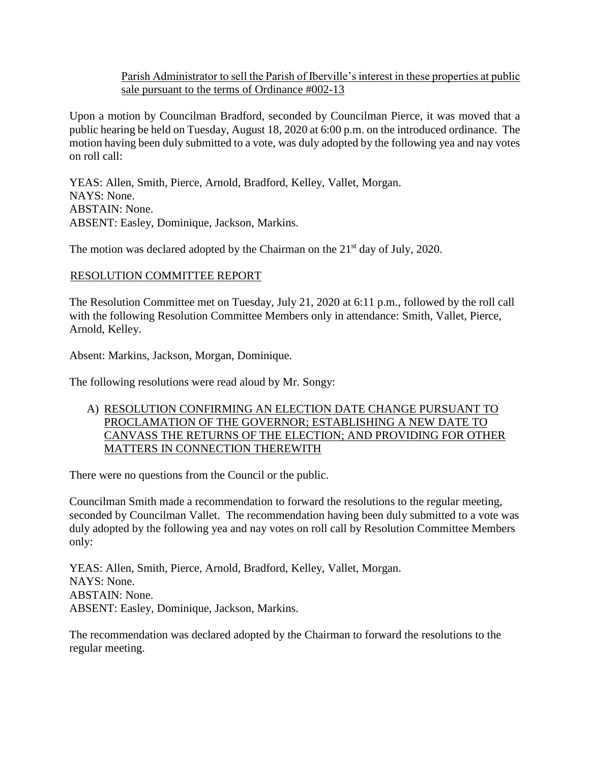Parish Administrator to sell the Parish of Iberville's interest in these properties at public sale pursuant to the terms of Ordinance #002-13

Upon a motion by Councilman Bradford, seconded by Councilman Pierce, it was moved that a public hearing be held on Tuesday, August 18, 2020 at 6:00 p.m. on the introduced ordinance. The motion having been duly submitted to a vote, was duly adopted by the following yea and nay votes on roll call:

YEAS: Allen, Smith, Pierce, Arnold, Bradford, Kelley, Vallet, Morgan.
NAYS: None.
ABSTAIN: None.
ABSENT: Easley, Dominique, Jackson, Markins.

The motion was declared adopted by the Chairman on the 21st day of July, 2020.

RESOLUTION COMMITTEE REPORT

The Resolution Committee met on Tuesday, July 21, 2020 at 6:11 p.m., followed by the roll call with the following Resolution Committee Members only in attendance: Smith, Vallet, Pierce, Arnold, Kelley.

Absent: Markins, Jackson, Morgan, Dominique.

The following resolutions were read aloud by Mr. Songy:

A) RESOLUTION CONFIRMING AN ELECTION DATE CHANGE PURSUANT TO PROCLAMATION OF THE GOVERNOR; ESTABLISHING A NEW DATE TO CANVASS THE RETURNS OF THE ELECTION; AND PROVIDING FOR OTHER MATTERS IN CONNECTION THEREWITH

There were no questions from the Council or the public.

Councilman Smith made a recommendation to forward the resolutions to the regular meeting, seconded by Councilman Vallet. The recommendation having been duly submitted to a vote was duly adopted by the following yea and nay votes on roll call by Resolution Committee Members only:

YEAS: Allen, Smith, Pierce, Arnold, Bradford, Kelley, Vallet, Morgan.
NAYS: None.
ABSTAIN: None.
ABSENT: Easley, Dominique, Jackson, Markins.

The recommendation was declared adopted by the Chairman to forward the resolutions to the regular meeting.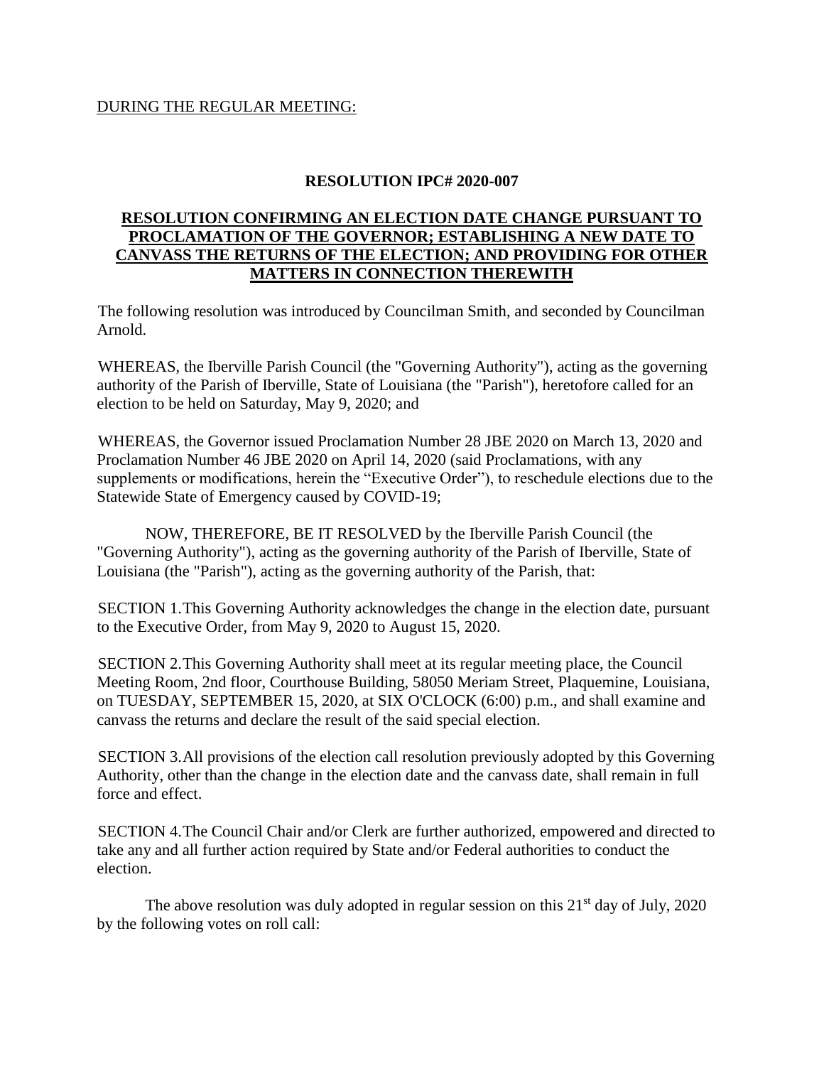DURING THE REGULAR MEETING:

**RESOLUTION IPC# 2020-007**

**RESOLUTION CONFIRMING AN ELECTION DATE CHANGE PURSUANT TO PROCLAMATION OF THE GOVERNOR; ESTABLISHING A NEW DATE TO CANVASS THE RETURNS OF THE ELECTION; AND PROVIDING FOR OTHER MATTERS IN CONNECTION THEREWITH**

The following resolution was introduced by Councilman Smith, and seconded by Councilman Arnold.

WHEREAS, the Iberville Parish Council (the "Governing Authority"), acting as the governing authority of the Parish of Iberville, State of Louisiana (the "Parish"), heretofore called for an election to be held on Saturday, May 9, 2020; and

WHEREAS, the Governor issued Proclamation Number 28 JBE 2020 on March 13, 2020 and Proclamation Number 46 JBE 2020 on April 14, 2020 (said Proclamations, with any supplements or modifications, herein the "Executive Order"), to reschedule elections due to the Statewide State of Emergency caused by COVID-19;

NOW, THEREFORE, BE IT RESOLVED by the Iberville Parish Council (the "Governing Authority"), acting as the governing authority of the Parish of Iberville, State of Louisiana (the "Parish"), acting as the governing authority of the Parish, that:

SECTION 1. This Governing Authority acknowledges the change in the election date, pursuant to the Executive Order, from May 9, 2020 to August 15, 2020.

SECTION 2. This Governing Authority shall meet at its regular meeting place, the Council Meeting Room, 2nd floor, Courthouse Building, 58050 Meriam Street, Plaquemine, Louisiana, on TUESDAY, SEPTEMBER 15, 2020, at SIX O'CLOCK (6:00) p.m., and shall examine and canvass the returns and declare the result of the said special election.

SECTION 3. All provisions of the election call resolution previously adopted by this Governing Authority, other than the change in the election date and the canvass date, shall remain in full force and effect.

SECTION 4. The Council Chair and/or Clerk are further authorized, empowered and directed to take any and all further action required by State and/or Federal authorities to conduct the election.

The above resolution was duly adopted in regular session on this 21st day of July, 2020 by the following votes on roll call: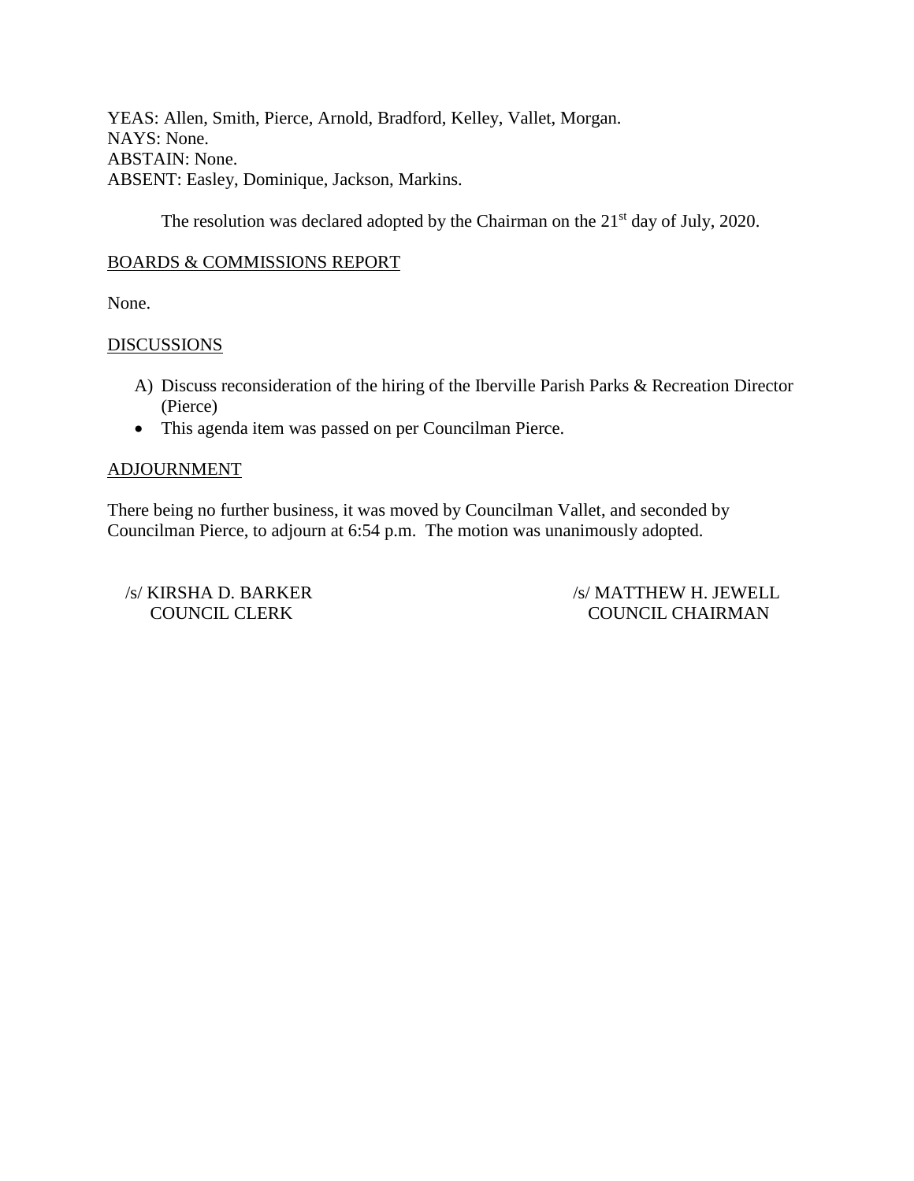YEAS: Allen, Smith, Pierce, Arnold, Bradford, Kelley, Vallet, Morgan.
NAYS: None.
ABSTAIN: None.
ABSENT: Easley, Dominique, Jackson, Markins.

The resolution was declared adopted by the Chairman on the 21st day of July, 2020.

BOARDS & COMMISSIONS REPORT

None.

DISCUSSIONS

A) Discuss reconsideration of the hiring of the Iberville Parish Parks & Recreation Director (Pierce)

- This agenda item was passed on per Councilman Pierce.

ADJOURNMENT

There being no further business, it was moved by Councilman Vallet, and seconded by Councilman Pierce, to adjourn at 6:54 p.m. The motion was unanimously adopted.

/s/ KIRSHA D. BARKER
COUNCIL CLERK

/s/ MATTHEW H. JEWELL
COUNCIL CHAIRMAN